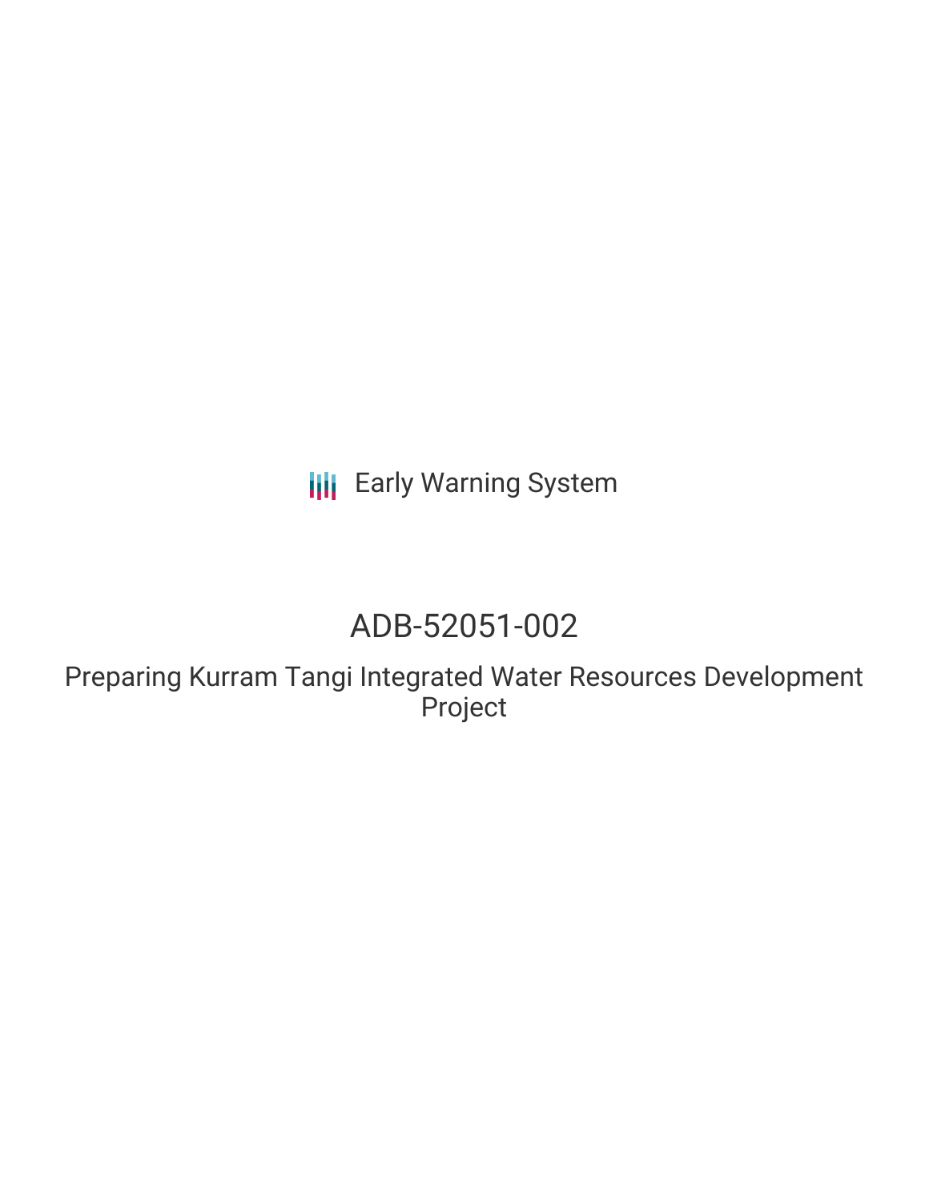Early Warning System

# ADB-52051-002

## Preparing Kurram Tangi Integrated Water Resources Development Project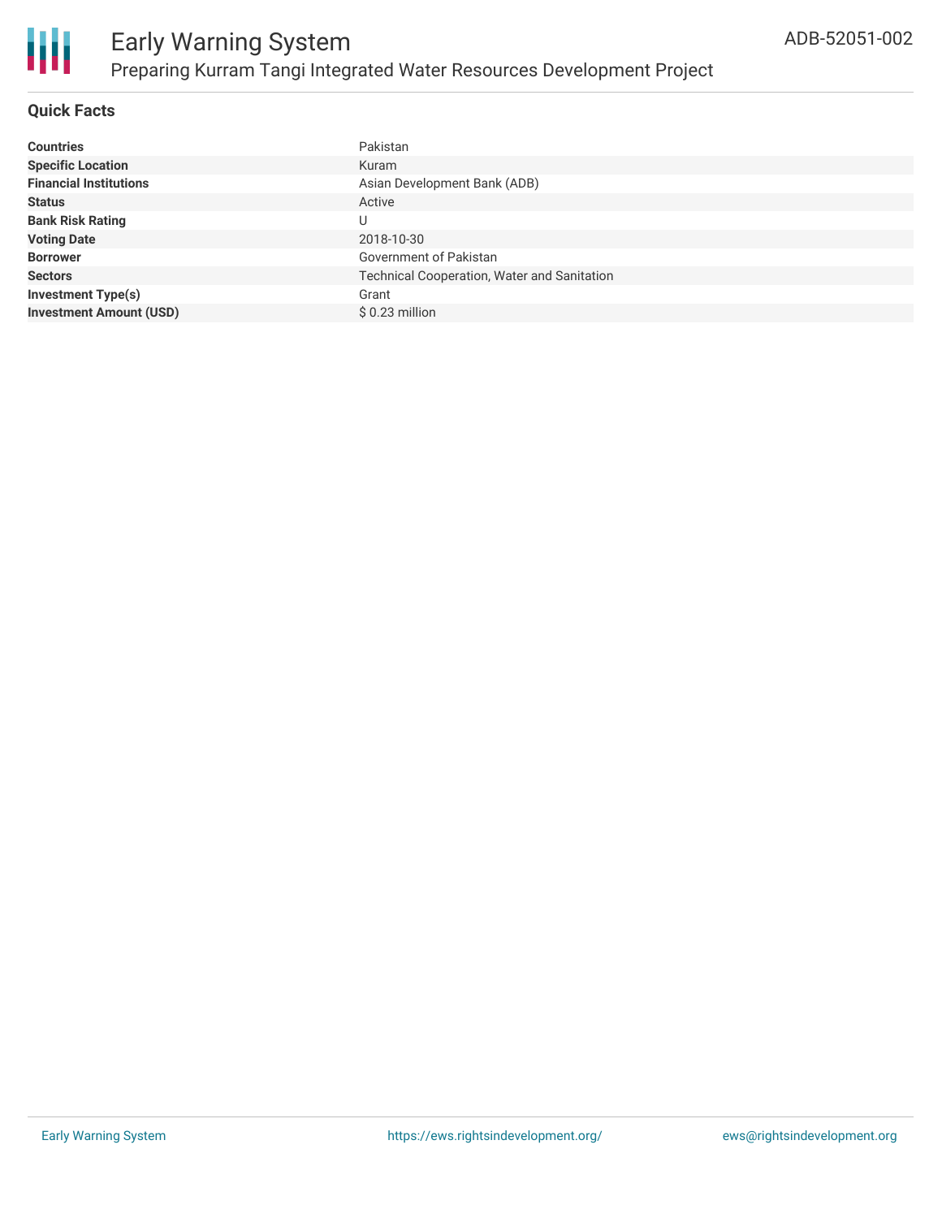# Early Warning System

## Preparing Kurram Tangi Integrated Water Resources Development Project

ADB-52051-002

### Quick Facts

| | |
|---|---|
| **Countries** | Pakistan |
| **Specific Location** | Kuram |
| **Financial Institutions** | Asian Development Bank (ADB) |
| **Status** | Active |
| **Bank Risk Rating** | U |
| **Voting Date** | 2018-10-30 |
| **Borrower** | Government of Pakistan |
| **Sectors** | Technical Cooperation, Water and Sanitation |
| **Investment Type(s)** | Grant |
| **Investment Amount (USD)** | $ 0.23 million |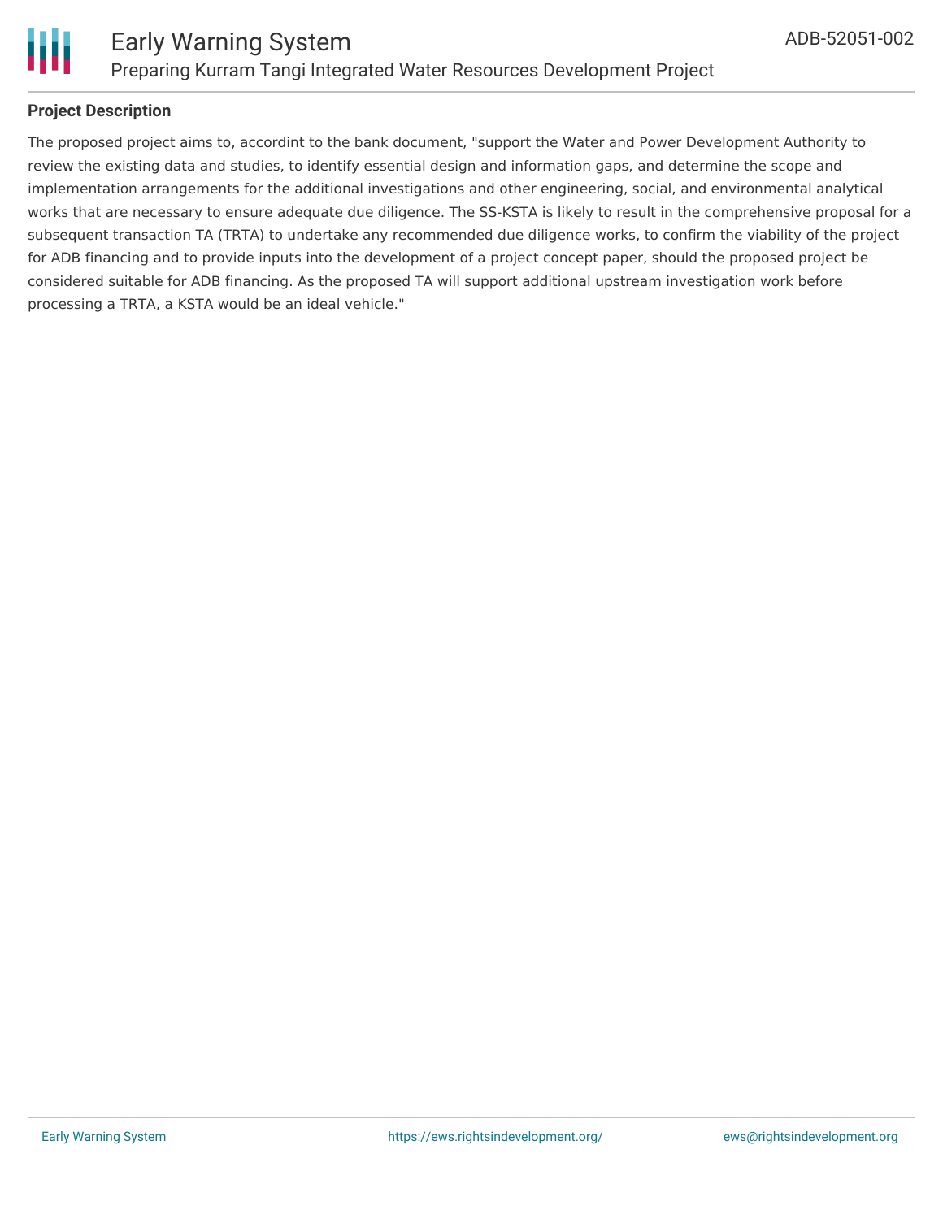## Project Description

The proposed project aims to, accordint to the bank document, "support the Water and Power Development Authority to review the existing data and studies, to identify essential design and information gaps, and determine the scope and implementation arrangements for the additional investigations and other engineering, social, and environmental analytical works that are necessary to ensure adequate due diligence. The SS-KSTA is likely to result in the comprehensive proposal for a subsequent transaction TA (TRTA) to undertake any recommended due diligence works, to confirm the viability of the project for ADB financing and to provide inputs into the development of a project concept paper, should the proposed project be considered suitable for ADB financing. As the proposed TA will support additional upstream investigation work before processing a TRTA, a KSTA would be an ideal vehicle."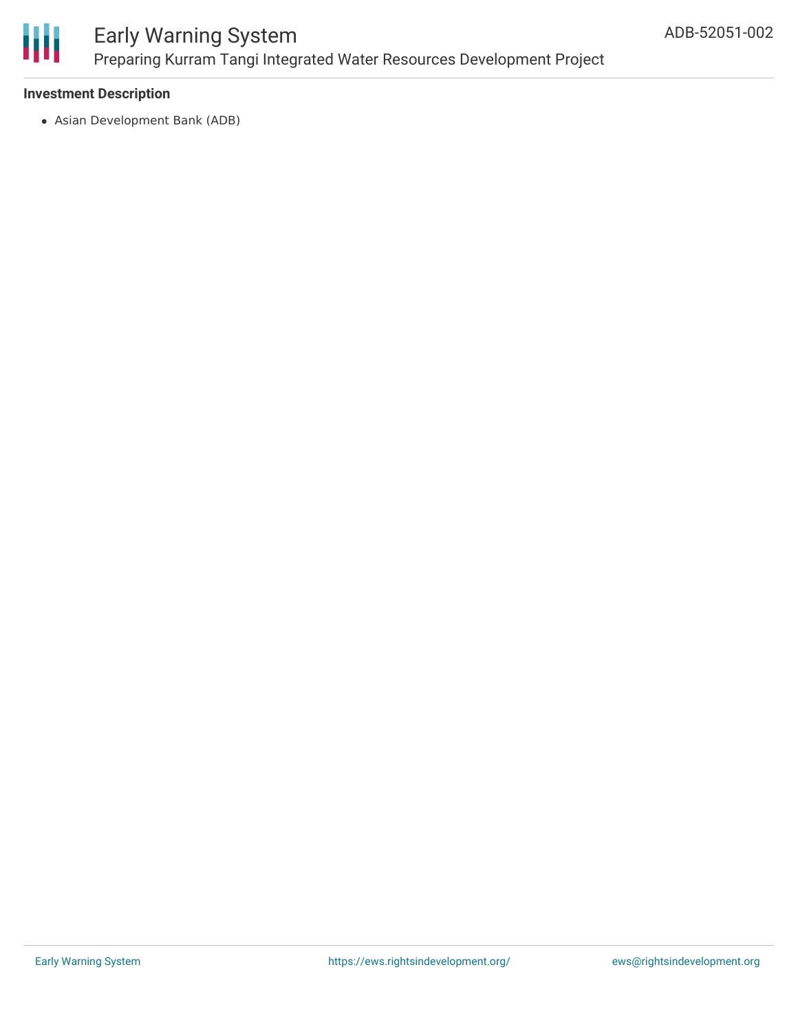## Investment Description

- Asian Development Bank (ADB)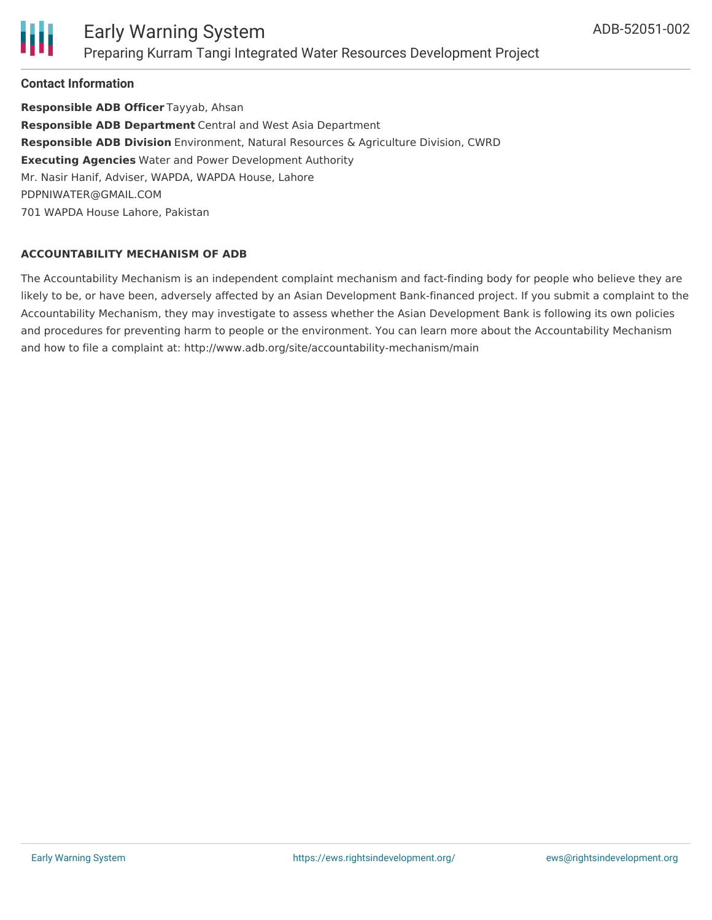## Contact Information

**Responsible ADB Officer** Tayyab, Ahsan
**Responsible ADB Department** Central and West Asia Department
**Responsible ADB Division** Environment, Natural Resources & Agriculture Division, CWRD
**Executing Agencies** Water and Power Development Authority
Mr. Nasir Hanif, Adviser, WAPDA, WAPDA House, Lahore
PDPNIWATER@GMAIL.COM
701 WAPDA House Lahore, Pakistan

### ACCOUNTABILITY MECHANISM OF ADB

The Accountability Mechanism is an independent complaint mechanism and fact-finding body for people who believe they are likely to be, or have been, adversely affected by an Asian Development Bank-financed project. If you submit a complaint to the Accountability Mechanism, they may investigate to assess whether the Asian Development Bank is following its own policies and procedures for preventing harm to people or the environment. You can learn more about the Accountability Mechanism and how to file a complaint at: http://www.adb.org/site/accountability-mechanism/main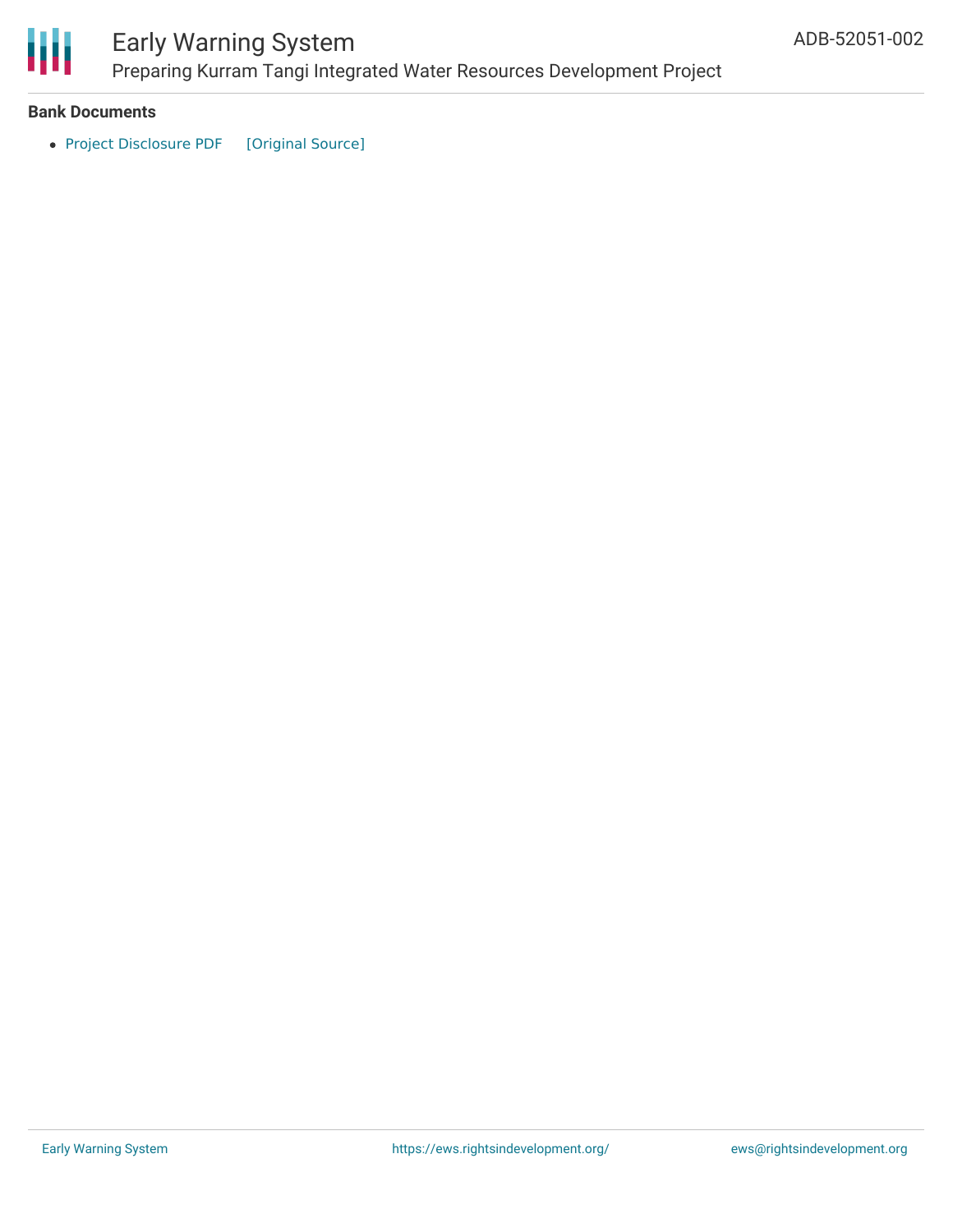**Bank Documents**

- Project Disclosure PDF [Original Source]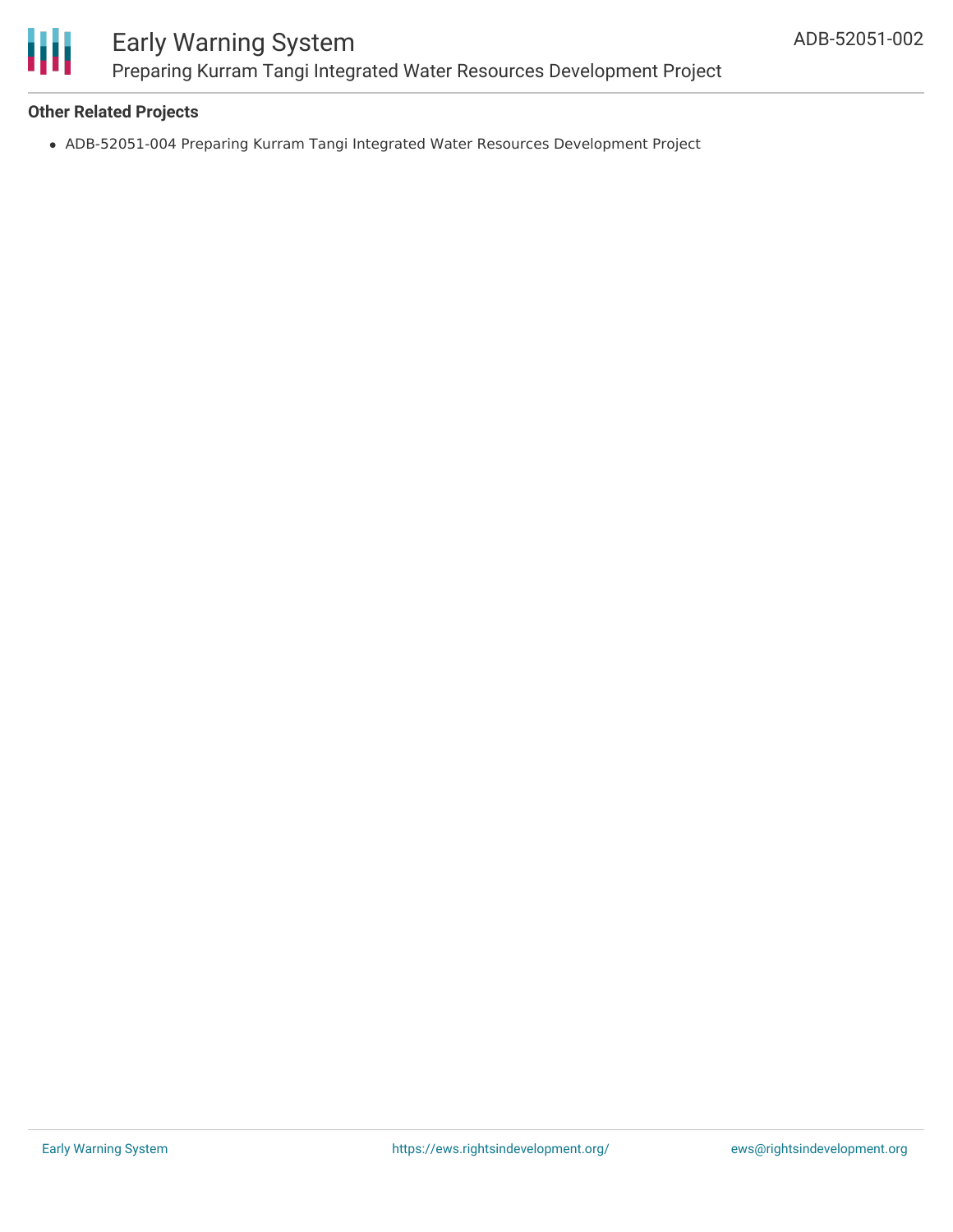**Other Related Projects**

- ADB-52051-004 Preparing Kurram Tangi Integrated Water Resources Development Project